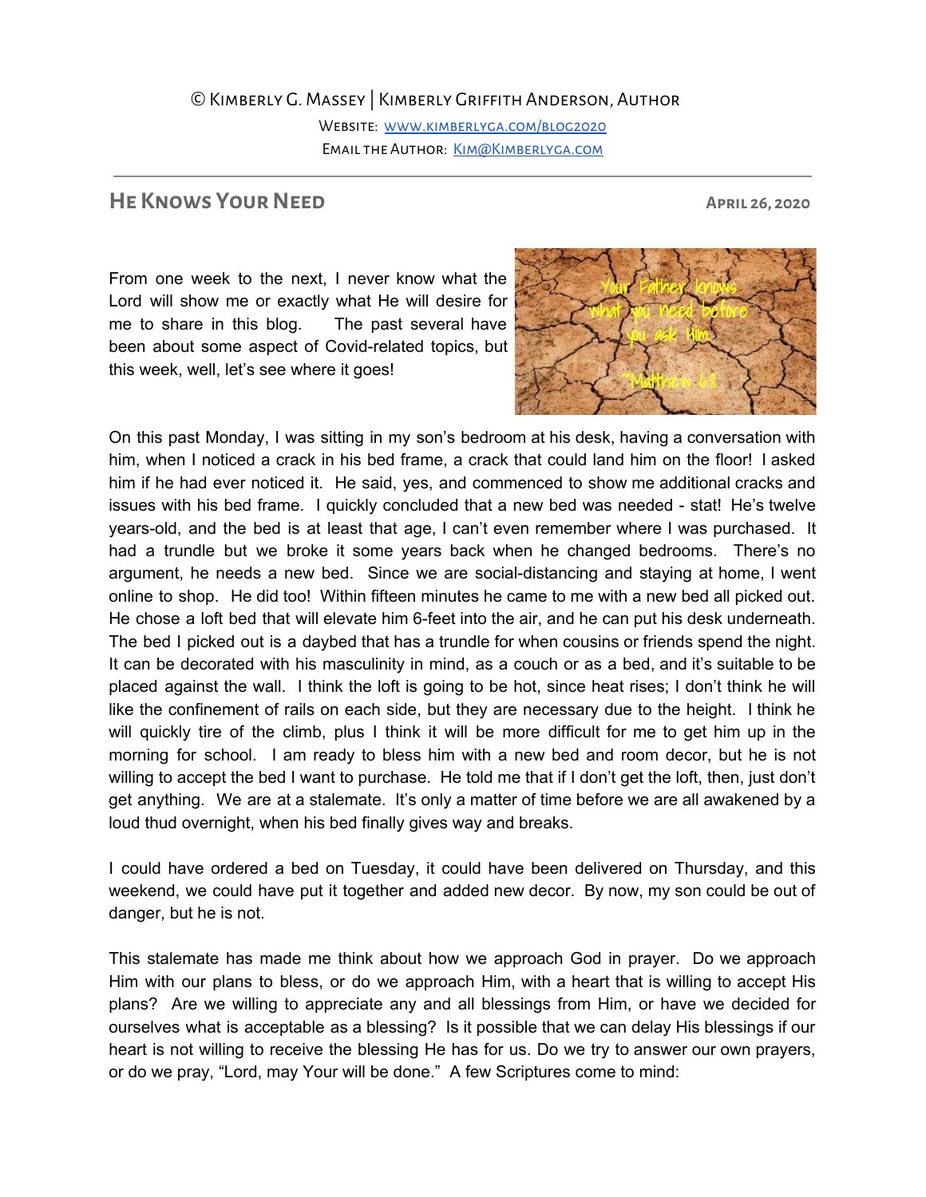© Kimberly G. Massey | Kimberly Griffith Anderson, Author

Website: [www.kimberlyga.com/blog2020](http://www.kimberlyga.com/blog2020)

Email the Author: [Kim@Kimberlyga.com](mailto:Kim@Kimberlyga.com)

---

## He Knows Your Need

**April 26, 2020**

From one week to the next, I never know what the Lord will show me or exactly what He will desire for me to share in this blog. The past several have been about some aspect of Covid-related topics, but this week, well, let's see where it goes!

On this past Monday, I was sitting in my son's bedroom at his desk, having a conversation with him, when I noticed a crack in his bed frame, a crack that could land him on the floor! I asked him if he had ever noticed it. He said, yes, and commenced to show me additional cracks and issues with his bed frame. I quickly concluded that a new bed was needed - stat! He's twelve years-old, and the bed is at least that age, I can't even remember where I was purchased. It had a trundle but we broke it some years back when he changed bedrooms. There's no argument, he needs a new bed. Since we are social-distancing and staying at home, I went online to shop. He did too! Within fifteen minutes he came to me with a new bed all picked out. He chose a loft bed that will elevate him 6-feet into the air, and he can put his desk underneath. The bed I picked out is a daybed that has a trundle for when cousins or friends spend the night. It can be decorated with his masculinity in mind, as a couch or as a bed, and it's suitable to be placed against the wall. I think the loft is going to be hot, since heat rises; I don't think he will like the confinement of rails on each side, but they are necessary due to the height. I think he will quickly tire of the climb, plus I think it will be more difficult for me to get him up in the morning for school. I am ready to bless him with a new bed and room decor, but he is not willing to accept the bed I want to purchase. He told me that if I don't get the loft, then, just don't get anything. We are at a stalemate. It's only a matter of time before we are all awakened by a loud thud overnight, when his bed finally gives way and breaks.

I could have ordered a bed on Tuesday, it could have been delivered on Thursday, and this weekend, we could have put it together and added new decor. By now, my son could be out of danger, but he is not.

This stalemate has made me think about how we approach God in prayer. Do we approach Him with our plans to bless, or do we approach Him, with a heart that is willing to accept His plans? Are we willing to appreciate any and all blessings from Him, or have we decided for ourselves what is acceptable as a blessing? Is it possible that we can delay His blessings if our heart is not willing to receive the blessing He has for us. Do we try to answer our own prayers, or do we pray, "Lord, may Your will be done." A few Scriptures come to mind: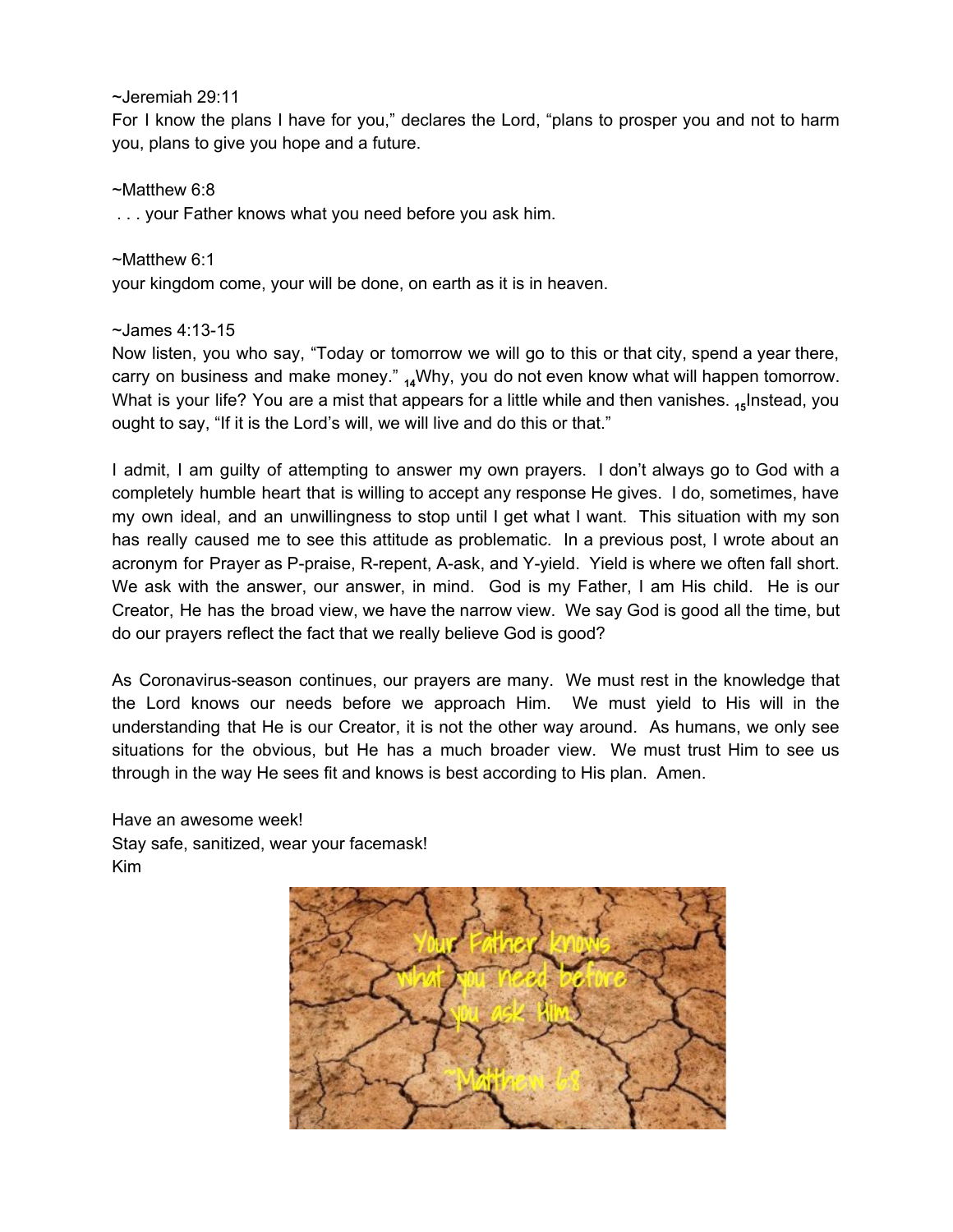~Jeremiah 29:11
For I know the plans I have for you," declares the Lord, "plans to prosper you and not to harm you, plans to give you hope and a future.

~Matthew 6:8
 . . . your Father knows what you need before you ask him.

~Matthew 6:1
your kingdom come, your will be done, on earth as it is in heaven.

~James 4:13-15
Now listen, you who say, "Today or tomorrow we will go to this or that city, spend a year there, carry on business and make money." 14 Why, you do not even know what will happen tomorrow. What is your life? You are a mist that appears for a little while and then vanishes. 15 Instead, you ought to say, "If it is the Lord's will, we will live and do this or that."

I admit, I am guilty of attempting to answer my own prayers. I don't always go to God with a completely humble heart that is willing to accept any response He gives. I do, sometimes, have my own ideal, and an unwillingness to stop until I get what I want. This situation with my son has really caused me to see this attitude as problematic. In a previous post, I wrote about an acronym for Prayer as P-praise, R-repent, A-ask, and Y-yield. Yield is where we often fall short. We ask with the answer, our answer, in mind. God is my Father, I am His child. He is our Creator, He has the broad view, we have the narrow view. We say God is good all the time, but do our prayers reflect the fact that we really believe God is good?

As Coronavirus-season continues, our prayers are many. We must rest in the knowledge that the Lord knows our needs before we approach Him. We must yield to His will in the understanding that He is our Creator, it is not the other way around. As humans, we only see situations for the obvious, but He has a much broader view. We must trust Him to see us through in the way He sees fit and knows is best according to His plan. Amen.

Have an awesome week!
Stay safe, sanitized, wear your facemask!
Kim

Your Father knows what you need before you ask Him.
~Matthew 6:8